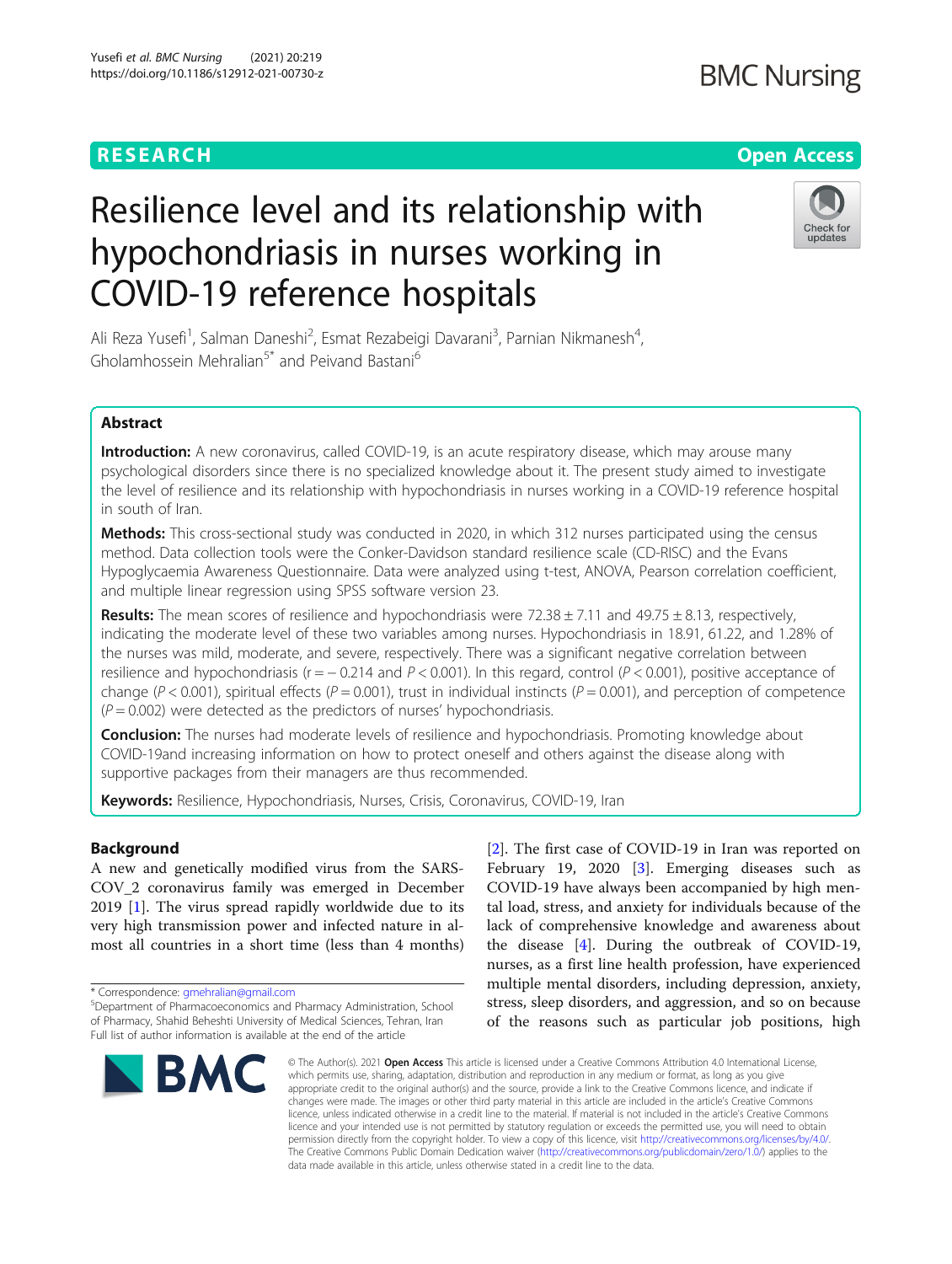RESEARCH

Open Access

# Resilience level and its relationship with hypochondriasis in nurses working in COVID-19 reference hospitals

Ali Reza Yusefi[1], Salman Daneshi[2], Esmat Rezabeigi Davarani[3], Parnian Nikmanesh[4], Gholamhossein Mehralian[5*] and Peivand Bastani[6]

## Abstract

**Introduction:** A new coronavirus, called COVID-19, is an acute respiratory disease, which may arouse many psychological disorders since there is no specialized knowledge about it. The present study aimed to investigate the level of resilience and its relationship with hypochondriasis in nurses working in a COVID-19 reference hospital in south of Iran.

**Methods:** This cross-sectional study was conducted in 2020, in which 312 nurses participated using the census method. Data collection tools were the Conker-Davidson standard resilience scale (CD-RISC) and the Evans Hypoglycaemia Awareness Questionnaire. Data were analyzed using t-test, ANOVA, Pearson correlation coefficient, and multiple linear regression using SPSS software version 23.

**Results:** The mean scores of resilience and hypochondriasis were 72.38 ± 7.11 and 49.75 ± 8.13, respectively, indicating the moderate level of these two variables among nurses. Hypochondriasis in 18.91, 61.22, and 1.28% of the nurses was mild, moderate, and severe, respectively. There was a significant negative correlation between resilience and hypochondriasis ($r = -0.214$ and $P < 0.001$). In this regard, control ($P < 0.001$), positive acceptance of change ($P < 0.001$), spiritual effects ($P = 0.001$), trust in individual instincts ($P = 0.001$), and perception of competence ($P = 0.002$) were detected as the predictors of nurses' hypochondriasis.

**Conclusion:** The nurses had moderate levels of resilience and hypochondriasis. Promoting knowledge about COVID-19and increasing information on how to protect oneself and others against the disease along with supportive packages from their managers are thus recommended.

**Keywords:** Resilience, Hypochondriasis, Nurses, Crisis, Coronavirus, COVID-19, Iran

## Background

A new and genetically modified virus from the SARS-COV_2 coronavirus family was emerged in December 2019 [1]. The virus spread rapidly worldwide due to its very high transmission power and infected nature in almost all countries in a short time (less than 4 months) [2]. The first case of COVID-19 in Iran was reported on February 19, 2020 [3]. Emerging diseases such as COVID-19 have always been accompanied by high mental load, stress, and anxiety for individuals because of the lack of comprehensive knowledge and awareness about the disease [4]. During the outbreak of COVID-19, nurses, as a first line health profession, have experienced multiple mental disorders, including depression, anxiety, stress, sleep disorders, and aggression, and so on because of the reasons such as particular job positions, high

\* Correspondence: gmehralian@gmail.com
[5]Department of Pharmacoeconomics and Pharmacy Administration, School of Pharmacy, Shahid Beheshti University of Medical Sciences, Tehran, Iran
Full list of author information is available at the end of the article

© The Author(s). 2021 **Open Access** This article is licensed under a Creative Commons Attribution 4.0 International License, which permits use, sharing, adaptation, distribution and reproduction in any medium or format, as long as you give appropriate credit to the original author(s) and the source, provide a link to the Creative Commons licence, and indicate if changes were made. The images or other third party material in this article are included in the article's Creative Commons licence, unless indicated otherwise in a credit line to the material. If material is not included in the article's Creative Commons licence and your intended use is not permitted by statutory regulation or exceeds the permitted use, you will need to obtain permission directly from the copyright holder. To view a copy of this licence, visit http://creativecommons.org/licenses/by/4.0/. The Creative Commons Public Domain Dedication waiver (http://creativecommons.org/publicdomain/zero/1.0/) applies to the data made available in this article, unless otherwise stated in a credit line to the data.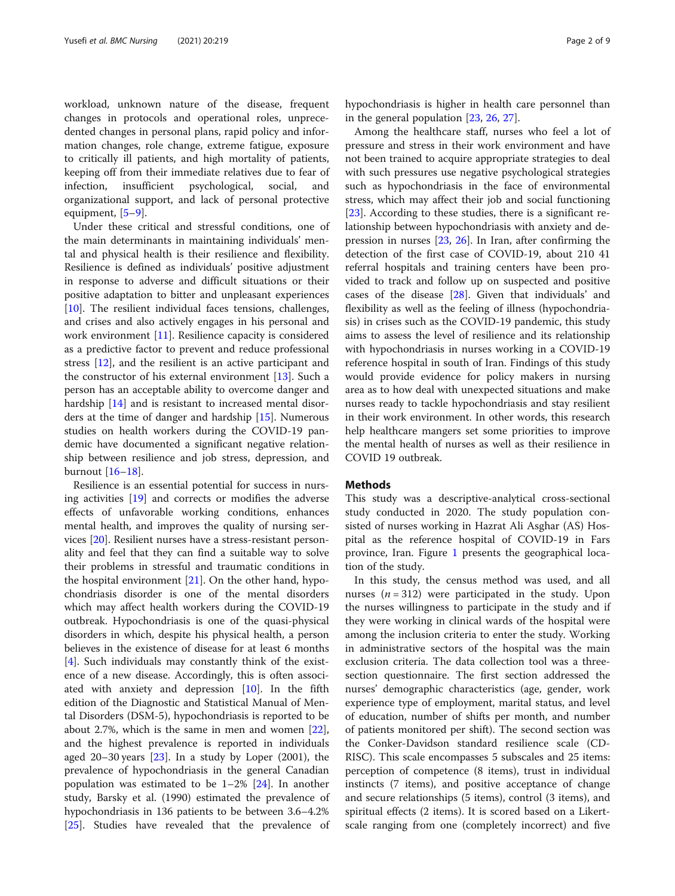workload, unknown nature of the disease, frequent changes in protocols and operational roles, unprecedented changes in personal plans, rapid policy and information changes, role change, extreme fatigue, exposure to critically ill patients, and high mortality of patients, keeping off from their immediate relatives due to fear of infection, insufficient psychological, social, and organizational support, and lack of personal protective equipment, [5–9].

Under these critical and stressful conditions, one of the main determinants in maintaining individuals' mental and physical health is their resilience and flexibility. Resilience is defined as individuals' positive adjustment in response to adverse and difficult situations or their positive adaptation to bitter and unpleasant experiences [10]. The resilient individual faces tensions, challenges, and crises and also actively engages in his personal and work environment [11]. Resilience capacity is considered as a predictive factor to prevent and reduce professional stress [12], and the resilient is an active participant and the constructor of his external environment [13]. Such a person has an acceptable ability to overcome danger and hardship [14] and is resistant to increased mental disorders at the time of danger and hardship [15]. Numerous studies on health workers during the COVID-19 pandemic have documented a significant negative relationship between resilience and job stress, depression, and burnout [16–18].

Resilience is an essential potential for success in nursing activities [19] and corrects or modifies the adverse effects of unfavorable working conditions, enhances mental health, and improves the quality of nursing services [20]. Resilient nurses have a stress-resistant personality and feel that they can find a suitable way to solve their problems in stressful and traumatic conditions in the hospital environment [21]. On the other hand, hypochondriasis disorder is one of the mental disorders which may affect health workers during the COVID-19 outbreak. Hypochondriasis is one of the quasi-physical disorders in which, despite his physical health, a person believes in the existence of disease for at least 6 months [4]. Such individuals may constantly think of the existence of a new disease. Accordingly, this is often associated with anxiety and depression [10]. In the fifth edition of the Diagnostic and Statistical Manual of Mental Disorders (DSM-5), hypochondriasis is reported to be about 2.7%, which is the same in men and women [22], and the highest prevalence is reported in individuals aged 20–30 years [23]. In a study by Loper (2001), the prevalence of hypochondriasis in the general Canadian population was estimated to be 1–2% [24]. In another study, Barsky et al. (1990) estimated the prevalence of hypochondriasis in 136 patients to be between 3.6–4.2% [25]. Studies have revealed that the prevalence of hypochondriasis is higher in health care personnel than in the general population [23, 26, 27].

Among the healthcare staff, nurses who feel a lot of pressure and stress in their work environment and have not been trained to acquire appropriate strategies to deal with such pressures use negative psychological strategies such as hypochondriasis in the face of environmental stress, which may affect their job and social functioning [23]. According to these studies, there is a significant relationship between hypochondriasis with anxiety and depression in nurses [23, 26]. In Iran, after confirming the detection of the first case of COVID-19, about 210 41 referral hospitals and training centers have been provided to track and follow up on suspected and positive cases of the disease [28]. Given that individuals' and flexibility as well as the feeling of illness (hypochondriasis) in crises such as the COVID-19 pandemic, this study aims to assess the level of resilience and its relationship with hypochondriasis in nurses working in a COVID-19 reference hospital in south of Iran. Findings of this study would provide evidence for policy makers in nursing area as to how deal with unexpected situations and make nurses ready to tackle hypochondriasis and stay resilient in their work environment. In other words, this research help healthcare mangers set some priorities to improve the mental health of nurses as well as their resilience in COVID 19 outbreak.

## Methods

This study was a descriptive-analytical cross-sectional study conducted in 2020. The study population consisted of nurses working in Hazrat Ali Asghar (AS) Hospital as the reference hospital of COVID-19 in Fars province, Iran. Figure 1 presents the geographical location of the study.

In this study, the census method was used, and all nurses ($n = 312$) were participated in the study. Upon the nurses willingness to participate in the study and if they were working in clinical wards of the hospital were among the inclusion criteria to enter the study. Working in administrative sectors of the hospital was the main exclusion criteria. The data collection tool was a three-section questionnaire. The first section addressed the nurses' demographic characteristics (age, gender, work experience type of employment, marital status, and level of education, number of shifts per month, and number of patients monitored per shift). The second section was the Conker-Davidson standard resilience scale (CD-RISC). This scale encompasses 5 subscales and 25 items: perception of competence (8 items), trust in individual instincts (7 items), and positive acceptance of change and secure relationships (5 items), control (3 items), and spiritual effects (2 items). It is scored based on a Likert-scale ranging from one (completely incorrect) and five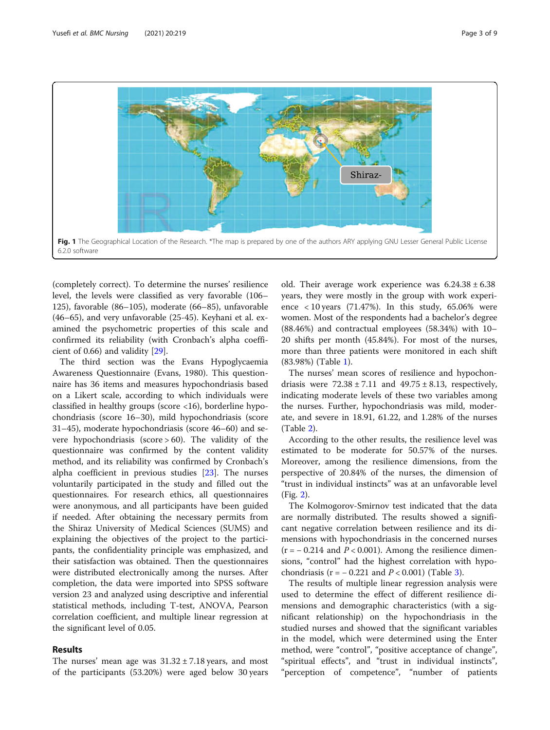Fig. 1 The Geographical Location of the Research. *The map is prepared by one of the authors ARY applying GNU Lesser General Public License 6.2.0 software

(completely correct). To determine the nurses' resilience level, the levels were classified as very favorable (106–125), favorable (86–105), moderate (66–85), unfavorable (46–65), and very unfavorable (25-45). Keyhani et al. examined the psychometric properties of this scale and confirmed its reliability (with Cronbach's alpha coefficient of 0.66) and validity [29].

The third section was the Evans Hypoglycaemia Awareness Questionnaire (Evans, 1980). This questionnaire has 36 items and measures hypochondriasis based on a Likert scale, according to which individuals were classified in healthy groups (score <16), borderline hypochondriasis (score 16–30), mild hypochondriasis (score 31–45), moderate hypochondriasis (score 46–60) and severe hypochondriasis (score > 60). The validity of the questionnaire was confirmed by the content validity method, and its reliability was confirmed by Cronbach's alpha coefficient in previous studies [23]. The nurses voluntarily participated in the study and filled out the questionnaires. For research ethics, all questionnaires were anonymous, and all participants have been guided if needed. After obtaining the necessary permits from the Shiraz University of Medical Sciences (SUMS) and explaining the objectives of the project to the participants, the confidentiality principle was emphasized, and their satisfaction was obtained. Then the questionnaires were distributed electronically among the nurses. After completion, the data were imported into SPSS software version 23 and analyzed using descriptive and inferential statistical methods, including T-test, ANOVA, Pearson correlation coefficient, and multiple linear regression at the significant level of 0.05.

## Results

The nurses' mean age was 31.32 ± 7.18 years, and most of the participants (53.20%) were aged below 30 years old. Their average work experience was 6.24.38 ± 6.38 years, they were mostly in the group with work experience < 10 years (71.47%). In this study, 65.06% were women. Most of the respondents had a bachelor's degree (88.46%) and contractual employees (58.34%) with 10–20 shifts per month (45.84%). For most of the nurses, more than three patients were monitored in each shift (83.98%) (Table 1).

The nurses' mean scores of resilience and hypochondriasis were 72.38 ± 7.11 and 49.75 ± 8.13, respectively, indicating moderate levels of these two variables among the nurses. Further, hypochondriasis was mild, moderate, and severe in 18.91, 61.22, and 1.28% of the nurses (Table 2).

According to the other results, the resilience level was estimated to be moderate for 50.57% of the nurses. Moreover, among the resilience dimensions, from the perspective of 20.84% of the nurses, the dimension of "trust in individual instincts" was at an unfavorable level (Fig. 2).

The Kolmogorov-Smirnov test indicated that the data are normally distributed. The results showed a significant negative correlation between resilience and its dimensions with hypochondriasis in the concerned nurses ($r = -0.214$ and $P < 0.001$). Among the resilience dimensions, "control" had the highest correlation with hypochondriasis ($r = -0.221$ and $P < 0.001$) (Table 3).

The results of multiple linear regression analysis were used to determine the effect of different resilience dimensions and demographic characteristics (with a significant relationship) on the hypochondriasis in the studied nurses and showed that the significant variables in the model, which were determined using the Enter method, were "control", "positive acceptance of change", "spiritual effects", and "trust in individual instincts", "perception of competence", "number of patients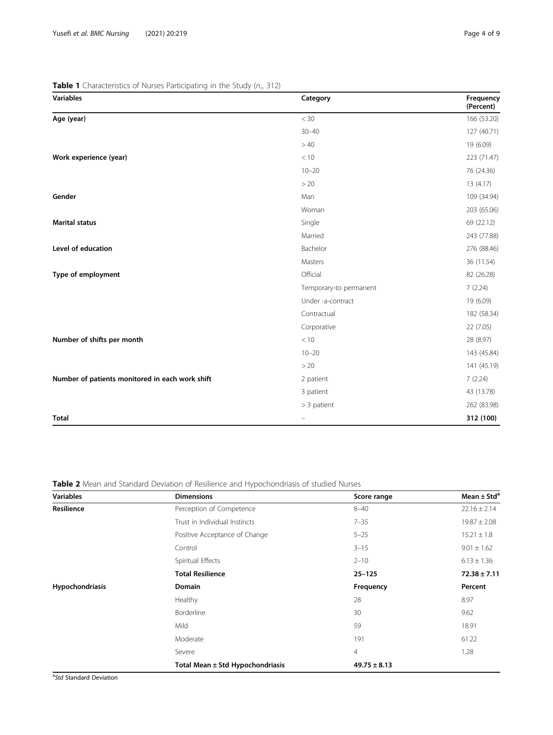**Table 1** Characteristics of Nurses Participating in the Study ($n_=$ 312)

| Variables | Category | Frequency (Percent) |
|---|---|---|
| **Age (year)** | < 30 | 166 (53.20) |
| | 30–40 | 127 (40.71) |
| | > 40 | 19 (6.09) |
| **Work experience (year)** | < 10 | 223 (71.47) |
| | 10–20 | 76 (24.36) |
| | > 20 | 13 (4.17) |
| **Gender** | Man | 109 (34.94) |
| | Woman | 203 (65.06) |
| **Marital status** | Single | 69 (22.12) |
| | Married | 243 (77.88) |
| **Level of education** | Bachelor | 276 (88.46) |
| | Masters | 36 (11.54) |
| **Type of employment** | Official | 82 (26.28) |
| | Temporary-to permanent | 7 (2.24) |
| | Under -a-contract | 19 (6.09) |
| | Contractual | 182 (58.34) |
| | Corporative | 22 (7.05) |
| **Number of shifts per month** | < 10 | 28 (8.97) |
| | 10–20 | 143 (45.84) |
| | > 20 | 141 (45.19) |
| **Number of patients monitored in each work shift** | 2 patient | 7 (2.24) |
| | 3 patient | 43 (13.78) |
| | > 3 patient | 262 (83.98) |
| **Total** | – | **312 (100)** |

**Table 2** Mean and Standard Deviation of Resilience and Hypochondriasis of studied Nurses

| Variables | Dimensions | Score range | Mean ± Std[a] |
|---|---|---|---|
| **Resilience** | Perception of Competence | 8–40 | 22.16 ± 2.14 |
| | Trust in Individual Instincts | 7–35 | 19.87 ± 2.08 |
| | Positive Acceptance of Change | 5–25 | 15.21 ± 1.8 |
| | Control | 3–15 | 9.01 ± 1.62 |
| | Spiritual Effects | 2–10 | 6.13 ± 1.36 |
| | **Total Resilience** | **25–125** | **72.38 ± 7.11** |
| **Hypochondriasis** | **Domain** | **Frequency** | **Percent** |
| | Healthy | 28 | 8.97 |
| | Borderline | 30 | 9.62 |
| | Mild | 59 | 18.91 |
| | Moderate | 191 | 61.22 |
| | Severe | 4 | 1.28 |
| | **Total Mean ± Std Hypochondriasis** | **49.75 ± 8.13** | |

[a] *Std* Standard Deviation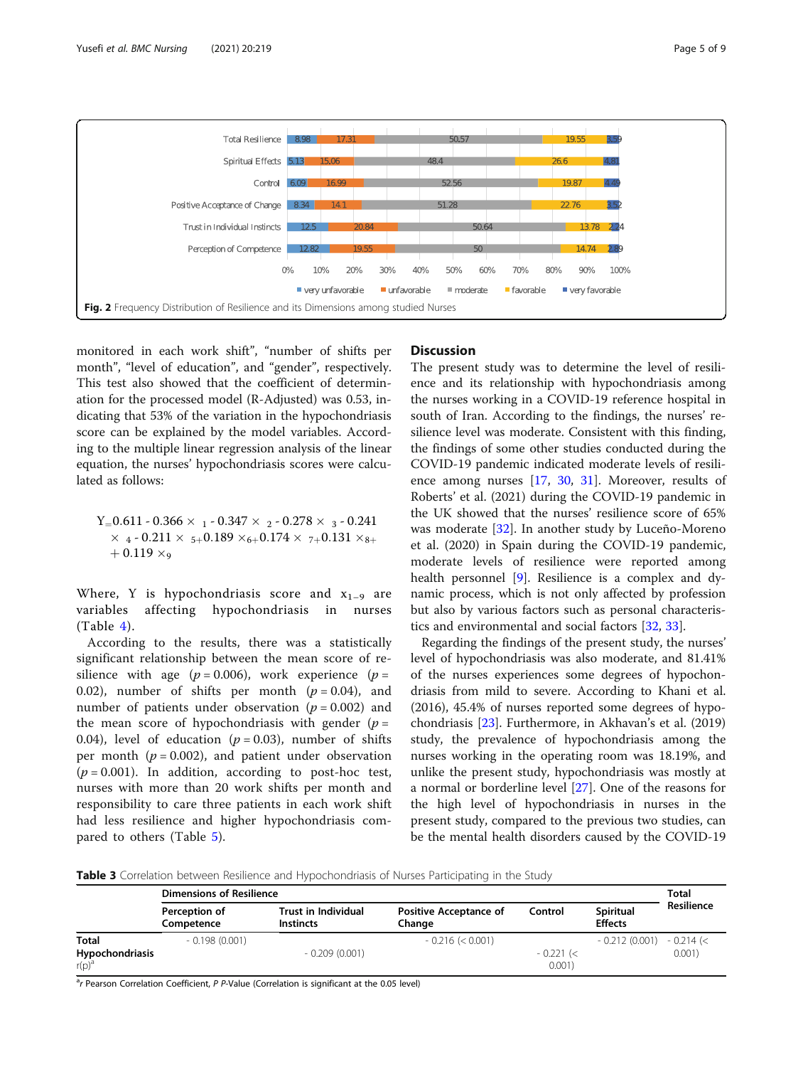| | Total Resilience | Spiritual Effects | Control | Positive Acceptance of Change | Trust in Individual Instincts | Perception of Competence |
|---|---|---|---|---|---|---|
| very unfavorable | 8.98 | 5.13 | 6.09 | 8.34 | 12.5 | 12.82 |
| unfavorable | 17.31 | 15.06 | 16.99 | 14.1 | 20.84 | 19.55 |
| moderate | 50.57 | 48.4 | 52.56 | 51.28 | 50.64 | 50 |
| favorable | 19.55 | 26.6 | 19.87 | 22.76 | 13.78 | 14.74 |
| very favorable | 3.59 | 4.81 | 4.49 | 3.52 | 2.24 | 2.89 |

**Fig. 2** Frequency Distribution of Resilience and its Dimensions among studied Nurses

monitored in each work shift", "number of shifts per month", "level of education", and "gender", respectively. This test also showed that the coefficient of determination for the processed model (R-Adjusted) was 0.53, indicating that 53% of the variation in the hypochondriasis score can be explained by the model variables. According to the multiple linear regression analysis of the linear equation, the nurses' hypochondriasis scores were calculated as follows:

$$Y = 0.611 - 0.366 \times {}_{1} - 0.347 \times {}_{2} - 0.278 \times {}_{3} - 0.241 \times {}_{4} - 0.211 \times {}_{5} + 0.189 \times_{6} + 0.174 \times {}_{7} + 0.131 \times_{8} + 0.119 \times_{9}$$

Where, Y is hypochondriasis score and $x_{1-9}$ are variables affecting hypochondriasis in nurses (Table 4).

According to the results, there was a statistically significant relationship between the mean score of resilience with age ($p = 0.006$), work experience ($p = 0.02$), number of shifts per month ($p = 0.04$), and number of patients under observation ($p = 0.002$) and the mean score of hypochondriasis with gender ($p = 0.04$), level of education ($p = 0.03$), number of shifts per month ($p = 0.002$), and patient under observation ($p = 0.001$). In addition, according to post-hoc test, nurses with more than 20 work shifts per month and responsibility to care three patients in each work shift had less resilience and higher hypochondriasis compared to others (Table 5).

## Discussion

The present study was to determine the level of resilience and its relationship with hypochondriasis among the nurses working in a COVID-19 reference hospital in south of Iran. According to the findings, the nurses' resilience level was moderate. Consistent with this finding, the findings of some other studies conducted during the COVID-19 pandemic indicated moderate levels of resilience among nurses [17, 30, 31]. Moreover, results of Roberts' et al. (2021) during the COVID-19 pandemic in the UK showed that the nurses' resilience score of 65% was moderate [32]. In another study by Luceño-Moreno et al. (2020) in Spain during the COVID-19 pandemic, moderate levels of resilience were reported among health personnel [9]. Resilience is a complex and dynamic process, which is not only affected by profession but also by various factors such as personal characteristics and environmental and social factors [32, 33].

Regarding the findings of the present study, the nurses' level of hypochondriasis was also moderate, and 81.41% of the nurses experiences some degrees of hypochondriasis from mild to severe. According to Khani et al. (2016), 45.4% of nurses reported some degrees of hypochondriasis [23]. Furthermore, in Akhavan's et al. (2019) study, the prevalence of hypochondriasis among the nurses working in the operating room was 18.19%, and unlike the present study, hypochondriasis was mostly at a normal or borderline level [27]. One of the reasons for the high level of hypochondriasis in nurses in the present study, compared to the previous two studies, can be the mental health disorders caused by the COVID-19

**Table 3** Correlation between Resilience and Hypochondriasis of Nurses Participating in the Study

| | Dimensions of Resilience | | | | | Total Resilience |
|---|---|---|---|---|---|---|
| | Perception of Competence | Trust in Individual Instincts | Positive Acceptance of Change | Control | Spiritual Effects | |
| **Total Hypochondriasis** r(p)[a] | - 0.198 (0.001) | - 0.209 (0.001) | - 0.216 (< 0.001) | - 0.221 (< 0.001) | - 0.212 (0.001) | - 0.214 (< 0.001) |

[a] *r* Pearson Correlation Coefficient, *P P*-Value (Correlation is significant at the 0.05 level)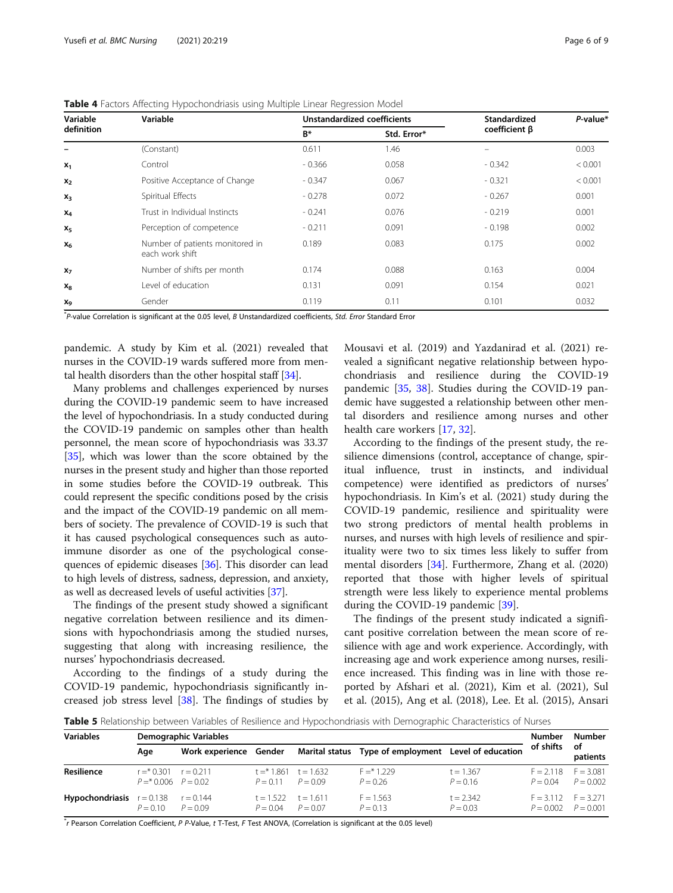**Table 4** Factors Affecting Hypochondriasis using Multiple Linear Regression Model

| Variable definition | Variable | Unstandardized coefficients | | Standardized coefficient β | *P*-value* |
|---|---|---|---|---|---|
| | | B* | Std. Error* | | |
| – | (Constant) | 0.611 | 1.46 | – | 0.003 |
| $x_1$ | Control | - 0.366 | 0.058 | - 0.342 | < 0.001 |
| $x_2$ | Positive Acceptance of Change | - 0.347 | 0.067 | - 0.321 | < 0.001 |
| $x_3$ | Spiritual Effects | - 0.278 | 0.072 | - 0.267 | 0.001 |
| $x_4$ | Trust in Individual Instincts | - 0.241 | 0.076 | - 0.219 | 0.001 |
| $x_5$ | Perception of competence | - 0.211 | 0.091 | - 0.198 | 0.002 |
| $x_6$ | Number of patients monitored in each work shift | 0.189 | 0.083 | 0.175 | 0.002 |
| $x_7$ | Number of shifts per month | 0.174 | 0.088 | 0.163 | 0.004 |
| $x_8$ | Level of education | 0.131 | 0.091 | 0.154 | 0.021 |
| $x_9$ | Gender | 0.119 | 0.11 | 0.101 | 0.032 |

*P-value Correlation is significant at the 0.05 level, *B* Unstandardized coefficients, *Std. Error* Standard Error

pandemic. A study by Kim et al. (2021) revealed that nurses in the COVID-19 wards suffered more from mental health disorders than the other hospital staff [34].

Many problems and challenges experienced by nurses during the COVID-19 pandemic seem to have increased the level of hypochondriasis. In a study conducted during the COVID-19 pandemic on samples other than health personnel, the mean score of hypochondriasis was 33.37 [35], which was lower than the score obtained by the nurses in the present study and higher than those reported in some studies before the COVID-19 outbreak. This could represent the specific conditions posed by the crisis and the impact of the COVID-19 pandemic on all members of society. The prevalence of COVID-19 is such that it has caused psychological consequences such as autoimmune disorder as one of the psychological consequences of epidemic diseases [36]. This disorder can lead to high levels of distress, sadness, depression, and anxiety, as well as decreased levels of useful activities [37].

The findings of the present study showed a significant negative correlation between resilience and its dimensions with hypochondriasis among the studied nurses, suggesting that along with increasing resilience, the nurses' hypochondriasis decreased.

According to the findings of a study during the COVID-19 pandemic, hypochondriasis significantly increased job stress level [38]. The findings of studies by Mousavi et al. (2019) and Yazdanirad et al. (2021) revealed a significant negative relationship between hypochondriasis and resilience during the COVID-19 pandemic [35, 38]. Studies during the COVID-19 pandemic have suggested a relationship between other mental disorders and resilience among nurses and other health care workers [17, 32].

According to the findings of the present study, the resilience dimensions (control, acceptance of change, spiritual influence, trust in instincts, and individual competence) were identified as predictors of nurses' hypochondriasis. In Kim's et al. (2021) study during the COVID-19 pandemic, resilience and spirituality were two strong predictors of mental health problems in nurses, and nurses with high levels of resilience and spirituality were two to six times less likely to suffer from mental disorders [34]. Furthermore, Zhang et al. (2020) reported that those with higher levels of spiritual strength were less likely to experience mental problems during the COVID-19 pandemic [39].

The findings of the present study indicated a significant positive correlation between the mean score of resilience with age and work experience. Accordingly, with increasing age and work experience among nurses, resilience increased. This finding was in line with those reported by Afshari et al. (2021), Kim et al. (2021), Sul et al. (2015), Ang et al. (2018), Lee. Et al. (2015), Ansari

**Table 5** Relationship between Variables of Resilience and Hypochondriasis with Demographic Characteristics of Nurses

| Variables | Demographic Variables | | | | | | Number of shifts | Number of patients |
|---|---|---|---|---|---|---|---|---|
| | Age | Work experience | Gender | Marital status | Type of employment | Level of education | | |
| **Resilience** | r =* 0.301<br>P =* 0.006 | r = 0.211<br>P = 0.02 | t =* 1.861<br>P = 0.11 | t = 1.632<br>P = 0.09 | F =* 1.229<br>P = 0.26 | t = 1.367<br>P = 0.16 | F = 2.118<br>P = 0.04 | F = 3.081<br>P = 0.002 |
| **Hypochondriasis** | r = 0.138<br>P = 0.10 | r = 0.144<br>P = 0.09 | t = 1.522<br>P = 0.04 | t = 1.611<br>P = 0.07 | F = 1.563<br>P = 0.13 | t = 2.342<br>P = 0.03 | F = 3.112<br>P = 0.002 | F = 3.271<br>P = 0.001 |

*r Pearson Correlation Coefficient, *P* P-Value, *t* T-Test, *F* Test ANOVA, (Correlation is significant at the 0.05 level)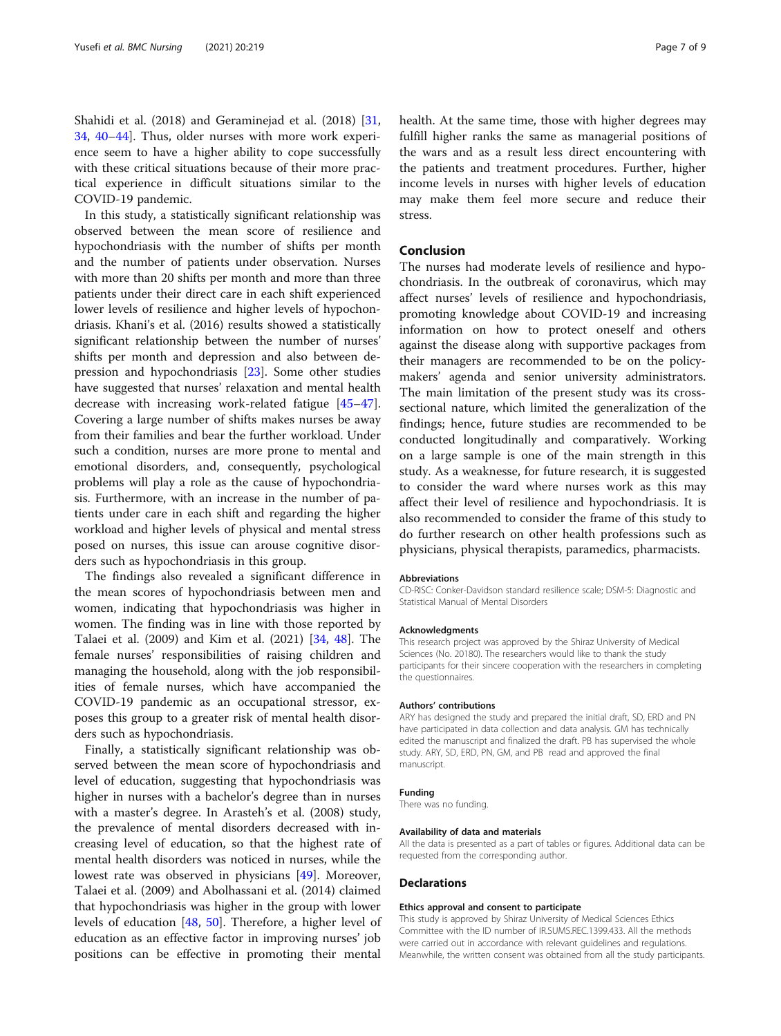Shahidi et al. (2018) and Geraminejad et al. (2018) [31, 34, 40–44]. Thus, older nurses with more work experience seem to have a higher ability to cope successfully with these critical situations because of their more practical experience in difficult situations similar to the COVID-19 pandemic.

In this study, a statistically significant relationship was observed between the mean score of resilience and hypochondriasis with the number of shifts per month and the number of patients under observation. Nurses with more than 20 shifts per month and more than three patients under their direct care in each shift experienced lower levels of resilience and higher levels of hypochondriasis. Khani's et al. (2016) results showed a statistically significant relationship between the number of nurses' shifts per month and depression and also between depression and hypochondriasis [23]. Some other studies have suggested that nurses' relaxation and mental health decrease with increasing work-related fatigue [45–47]. Covering a large number of shifts makes nurses be away from their families and bear the further workload. Under such a condition, nurses are more prone to mental and emotional disorders, and, consequently, psychological problems will play a role as the cause of hypochondriasis. Furthermore, with an increase in the number of patients under care in each shift and regarding the higher workload and higher levels of physical and mental stress posed on nurses, this issue can arouse cognitive disorders such as hypochondriasis in this group.

The findings also revealed a significant difference in the mean scores of hypochondriasis between men and women, indicating that hypochondriasis was higher in women. The finding was in line with those reported by Talaei et al. (2009) and Kim et al. (2021) [34, 48]. The female nurses' responsibilities of raising children and managing the household, along with the job responsibilities of female nurses, which have accompanied the COVID-19 pandemic as an occupational stressor, exposes this group to a greater risk of mental health disorders such as hypochondriasis.

Finally, a statistically significant relationship was observed between the mean score of hypochondriasis and level of education, suggesting that hypochondriasis was higher in nurses with a bachelor's degree than in nurses with a master's degree. In Arasteh's et al. (2008) study, the prevalence of mental disorders decreased with increasing level of education, so that the highest rate of mental health disorders was noticed in nurses, while the lowest rate was observed in physicians [49]. Moreover, Talaei et al. (2009) and Abolhassani et al. (2014) claimed that hypochondriasis was higher in the group with lower levels of education [48, 50]. Therefore, a higher level of education as an effective factor in improving nurses' job positions can be effective in promoting their mental health. At the same time, those with higher degrees may fulfill higher ranks the same as managerial positions of the wars and as a result less direct encountering with the patients and treatment procedures. Further, higher income levels in nurses with higher levels of education may make them feel more secure and reduce their stress.

## Conclusion

The nurses had moderate levels of resilience and hypochondriasis. In the outbreak of coronavirus, which may affect nurses' levels of resilience and hypochondriasis, promoting knowledge about COVID-19 and increasing information on how to protect oneself and others against the disease along with supportive packages from their managers are recommended to be on the policy-makers' agenda and senior university administrators. The main limitation of the present study was its cross-sectional nature, which limited the generalization of the findings; hence, future studies are recommended to be conducted longitudinally and comparatively. Working on a large sample is one of the main strength in this study. As a weaknesse, for future research, it is suggested to consider the ward where nurses work as this may affect their level of resilience and hypochondriasis. It is also recommended to consider the frame of this study to do further research on other health professions such as physicians, physical therapists, paramedics, pharmacists.

#### Abbreviations

CD-RISC: Conker-Davidson standard resilience scale; DSM-5: Diagnostic and Statistical Manual of Mental Disorders

#### Acknowledgments

This research project was approved by the Shiraz University of Medical Sciences (No. 20180). The researchers would like to thank the study participants for their sincere cooperation with the researchers in completing the questionnaires.

#### Authors' contributions

ARY has designed the study and prepared the initial draft, SD, ERD and PN have participated in data collection and data analysis. GM has technically edited the manuscript and finalized the draft. PB has supervised the whole study. ARY, SD, ERD, PN, GM, and PB read and approved the final manuscript.

#### Funding

There was no funding.

#### Availability of data and materials

All the data is presented as a part of tables or figures. Additional data can be requested from the corresponding author.

## Declarations

#### Ethics approval and consent to participate

This study is approved by Shiraz University of Medical Sciences Ethics Committee with the ID number of IR.SUMS.REC.1399.433. All the methods were carried out in accordance with relevant guidelines and regulations. Meanwhile, the written consent was obtained from all the study participants.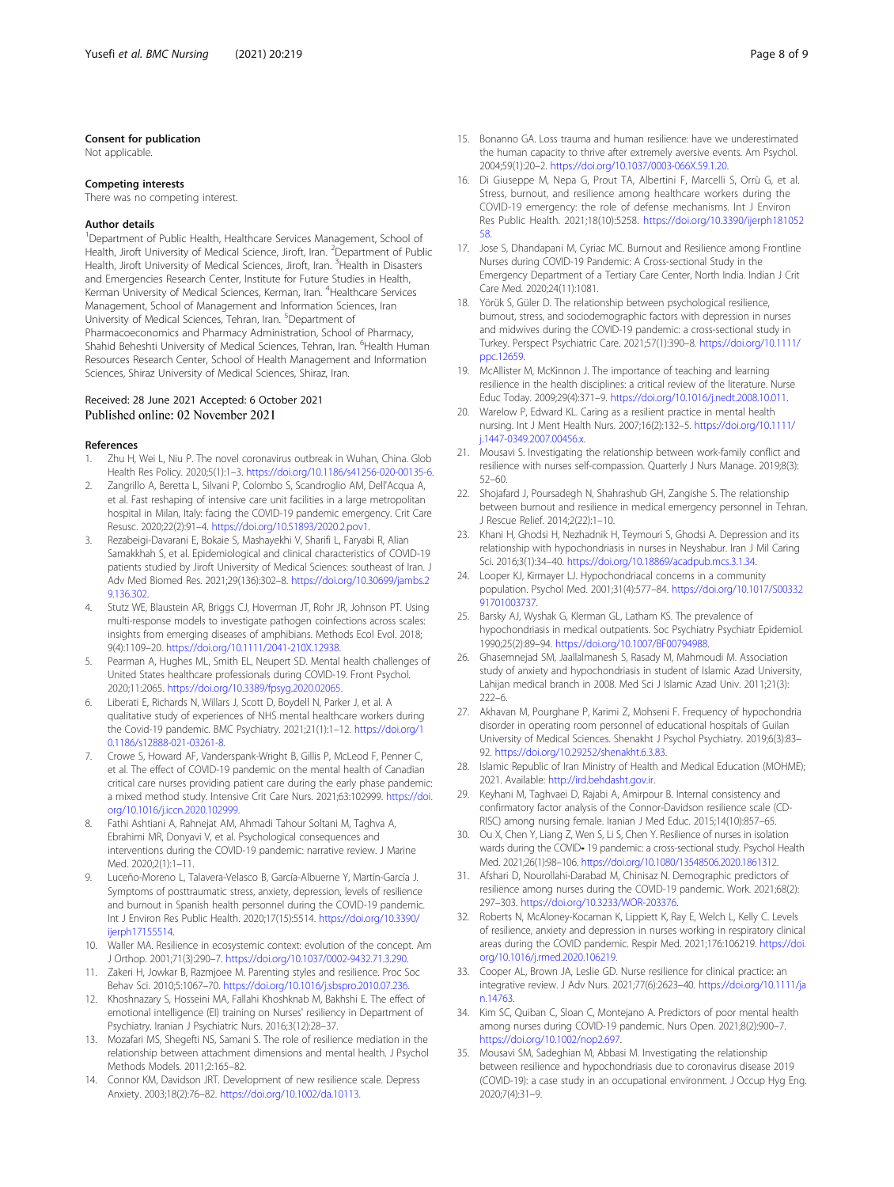### Consent for publication

Not applicable.

### Competing interests

There was no competing interest.

### Author details

[1]Department of Public Health, Healthcare Services Management, School of Health, Jiroft University of Medical Science, Jiroft, Iran. [2]Department of Public Health, Jiroft University of Medical Sciences, Jiroft, Iran. [3]Health in Disasters and Emergencies Research Center, Institute for Future Studies in Health, Kerman University of Medical Sciences, Kerman, Iran. [4]Healthcare Services Management, School of Management and Information Sciences, Iran University of Medical Sciences, Tehran, Iran. [5]Department of Pharmacoeconomics and Pharmacy Administration, School of Pharmacy, Shahid Beheshti University of Medical Sciences, Tehran, Iran. [6]Health Human Resources Research Center, School of Health Management and Information Sciences, Shiraz University of Medical Sciences, Shiraz, Iran.

Received: 28 June 2021 Accepted: 6 October 2021
Published online: 02 November 2021

### References

1. Zhu H, Wei L, Niu P. The novel coronavirus outbreak in Wuhan, China. Glob Health Res Policy. 2020;5(1):1–3. https://doi.org/10.1186/s41256-020-00135-6.
2. Zangrillo A, Beretta L, Silvani P, Colombo S, Scandroglio AM, Dell'Acqua A, et al. Fast reshaping of intensive care unit facilities in a large metropolitan hospital in Milan, Italy: facing the COVID-19 pandemic emergency. Crit Care Resusc. 2020;22(2):91–4. https://doi.org/10.51893/2020.2.pov1.
3. Rezabeigi-Davarani E, Bokaie S, Mashayekhi V, Sharifi L, Faryabi R, Alian Samakkhah S, et al. Epidemiological and clinical characteristics of COVID-19 patients studied by Jiroft University of Medical Sciences: southeast of Iran. J Adv Med Biomed Res. 2021;29(136):302–8. https://doi.org/10.30699/jambs.29.136.302.
4. Stutz WE, Blaustein AR, Briggs CJ, Hoverman JT, Rohr JR, Johnson PT. Using multi-response models to investigate pathogen coinfections across scales: insights from emerging diseases of amphibians. Methods Ecol Evol. 2018;9(4):1109–20. https://doi.org/10.1111/2041-210X.12938.
5. Pearman A, Hughes ML, Smith EL, Neupert SD. Mental health challenges of United States healthcare professionals during COVID-19. Front Psychol. 2020;11:2065. https://doi.org/10.3389/fpsyg.2020.02065.
6. Liberati E, Richards N, Willars J, Scott D, Boydell N, Parker J, et al. A qualitative study of experiences of NHS mental healthcare workers during the Covid-19 pandemic. BMC Psychiatry. 2021;21(1):1–12. https://doi.org/10.1186/s12888-021-03261-8.
7. Crowe S, Howard AF, Vanderspank-Wright B, Gillis P, McLeod F, Penner C, et al. The effect of COVID-19 pandemic on the mental health of Canadian critical care nurses providing patient care during the early phase pandemic: a mixed method study. Intensive Crit Care Nurs. 2021;63:102999. https://doi.org/10.1016/j.iccn.2020.102999.
8. Fathi Ashtiani A, Rahnejat AM, Ahmadi Tahour Soltani M, Taghva A, Ebrahimi MR, Donyavi V, et al. Psychological consequences and interventions during the COVID-19 pandemic: narrative review. J Marine Med. 2020;2(1):1–11.
9. Luceño-Moreno L, Talavera-Velasco B, García-Albuerne Y, Martín-García J. Symptoms of posttraumatic stress, anxiety, depression, levels of resilience and burnout in Spanish health personnel during the COVID-19 pandemic. Int J Environ Res Public Health. 2020;17(15):5514. https://doi.org/10.3390/ijerph17155514.
10. Waller MA. Resilience in ecosystemic context: evolution of the concept. Am J Orthop. 2001;71(3):290–7. https://doi.org/10.1037/0002-9432.71.3.290.
11. Zakeri H, Jowkar B, Razmjoee M. Parenting styles and resilience. Proc Soc Behav Sci. 2010;5:1067–70. https://doi.org/10.1016/j.sbspro.2010.07.236.
12. Khoshnazary S, Hosseini MA, Fallahi Khoshknab M, Bakhshi E. The effect of emotional intelligence (EI) training on Nurses' resiliency in Department of Psychiatry. Iranian J Psychiatric Nurs. 2016;3(12):28–37.
13. Mozafari MS, Shegefti NS, Samani S. The role of resilience mediation in the relationship between attachment dimensions and mental health. J Psychol Methods Models. 2011;2:165–82.
14. Connor KM, Davidson JRT. Development of new resilience scale. Depress Anxiety. 2003;18(2):76–82. https://doi.org/10.1002/da.10113.
15. Bonanno GA. Loss trauma and human resilience: have we underestimated the human capacity to thrive after extremely aversive events. Am Psychol. 2004;59(1):20–2. https://doi.org/10.1037/0003-066X.59.1.20.
16. Di Giuseppe M, Nepa G, Prout TA, Albertini F, Marcelli S, Orrù G, et al. Stress, burnout, and resilience among healthcare workers during the COVID-19 emergency: the role of defense mechanisms. Int J Environ Res Public Health. 2021;18(10):5258. https://doi.org/10.3390/ijerph18105258.
17. Jose S, Dhandapani M, Cyriac MC. Burnout and Resilience among Frontline Nurses during COVID-19 Pandemic: A Cross-sectional Study in the Emergency Department of a Tertiary Care Center, North India. Indian J Crit Care Med. 2020;24(11):1081.
18. Yörük S, Güler D. The relationship between psychological resilience, burnout, stress, and sociodemographic factors with depression in nurses and midwives during the COVID-19 pandemic: a cross-sectional study in Turkey. Perspect Psychiatric Care. 2021;57(1):390–8. https://doi.org/10.1111/ppc.12659.
19. McAllister M, McKinnon J. The importance of teaching and learning resilience in the health disciplines: a critical review of the literature. Nurse Educ Today. 2009;29(4):371–9. https://doi.org/10.1016/j.nedt.2008.10.011.
20. Warelow P, Edward KL. Caring as a resilient practice in mental health nursing. Int J Ment Health Nurs. 2007;16(2):132–5. https://doi.org/10.1111/j.1447-0349.2007.00456.x.
21. Mousavi S. Investigating the relationship between work-family conflict and resilience with nurses self-compassion. Quarterly J Nurs Manage. 2019;8(3):52–60.
22. Shojafard J, Poursadegh N, Shahrashub GH, Zangishe S. The relationship between burnout and resilience in medical emergency personnel in Tehran. J Rescue Relief. 2014;2(22):1–10.
23. Khani H, Ghodsi H, Nezhadnik H, Teymouri S, Ghodsi A. Depression and its relationship with hypochondriasis in nurses in Neyshabur. Iran J Mil Caring Sci. 2016;3(1):34–40. https://doi.org/10.18869/acadpub.mcs.3.1.34.
24. Looper KJ, Kirmayer LJ. Hypochondriacal concerns in a community population. Psychol Med. 2001;31(4):577–84. https://doi.org/10.1017/S0033291701003737.
25. Barsky AJ, Wyshak G, Klerman GL, Latham KS. The prevalence of hypochondriasis in medical outpatients. Soc Psychiatry Psychiatr Epidemiol. 1990;25(2):89–94. https://doi.org/10.1007/BF00794988.
26. Ghasemnejad SM, Jaallalmanesh S, Rasady M, Mahmoudi M. Association study of anxiety and hypochondriasis in student of Islamic Azad University, Lahijan medical branch in 2008. Med Sci J Islamic Azad Univ. 2011;21(3):222–6.
27. Akhavan M, Pourghane P, Karimi Z, Mohseni F. Frequency of hypochondria disorder in operating room personnel of educational hospitals of Guilan University of Medical Sciences. Shenakht J Psychol Psychiatry. 2019;6(3):83–92. https://doi.org/10.29252/shenakht.6.3.83.
28. Islamic Republic of Iran Ministry of Health and Medical Education (MOHME); 2021. Available: http://ird.behdasht.gov.ir.
29. Keyhani M, Taghvaei D, Rajabi A, Amirpour B. Internal consistency and confirmatory factor analysis of the Connor-Davidson resilience scale (CD-RISC) among nursing female. Iranian J Med Educ. 2015;14(10):857–65.
30. Ou X, Chen Y, Liang Z, Wen S, Li S, Chen Y. Resilience of nurses in isolation wards during the COVID‐19 pandemic: a cross-sectional study. Psychol Health Med. 2021;26(1):98–106. https://doi.org/10.1080/13548506.2020.1861312.
31. Afshari D, Nourollahi-Darabad M, Chinisaz N. Demographic predictors of resilience among nurses during the COVID-19 pandemic. Work. 2021;68(2):297–303. https://doi.org/10.3233/WOR-203376.
32. Roberts N, McAloney-Kocaman K, Lippiett K, Ray E, Welch L, Kelly C. Levels of resilience, anxiety and depression in nurses working in respiratory clinical areas during the COVID pandemic. Respir Med. 2021;176:106219. https://doi.org/10.1016/j.rmed.2020.106219.
33. Cooper AL, Brown JA, Leslie GD. Nurse resilience for clinical practice: an integrative review. J Adv Nurs. 2021;77(6):2623–40. https://doi.org/10.1111/jan.14763.
34. Kim SC, Quiban C, Sloan C, Montejano A. Predictors of poor mental health among nurses during COVID-19 pandemic. Nurs Open. 2021;8(2):900–7. https://doi.org/10.1002/nop2.697.
35. Mousavi SM, Sadeghian M, Abbasi M. Investigating the relationship between resilience and hypochondriasis due to coronavirus disease 2019 (COVID-19): a case study in an occupational environment. J Occup Hyg Eng. 2020;7(4):31–9.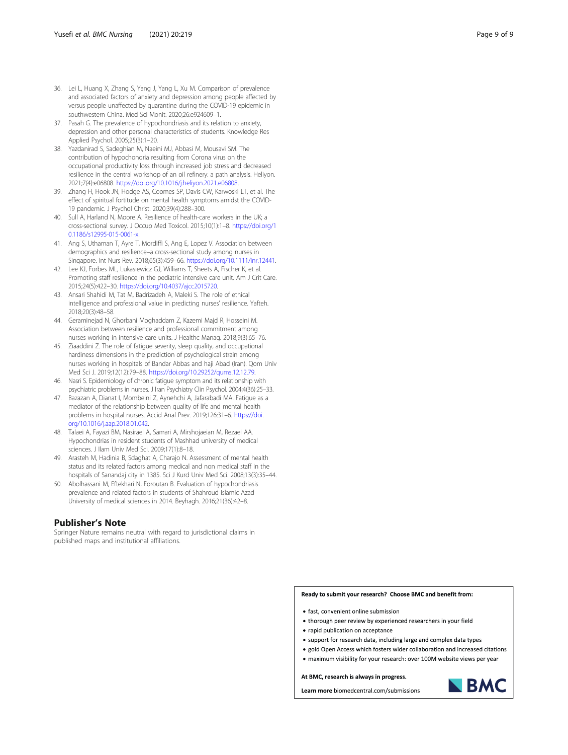36. Lei L, Huang X, Zhang S, Yang J, Yang L, Xu M. Comparison of prevalence and associated factors of anxiety and depression among people affected by versus people unaffected by quarantine during the COVID-19 epidemic in southwestern China. Med Sci Monit. 2020;26:e924609–1.
37. Pasah G. The prevalence of hypochondriasis and its relation to anxiety, depression and other personal characteristics of students. Knowledge Res Applied Psychol. 2005;25(3):1–20.
38. Yazdanirad S, Sadeghian M, Naeini MJ, Abbasi M, Mousavi SM. The contribution of hypochondria resulting from Corona virus on the occupational productivity loss through increased job stress and decreased resilience in the central workshop of an oil refinery: a path analysis. Heliyon. 2021;7(4):e06808. https://doi.org/10.1016/j.heliyon.2021.e06808.
39. Zhang H, Hook JN, Hodge AS, Coomes SP, Davis CW, Karwoski LT, et al. The effect of spiritual fortitude on mental health symptoms amidst the COVID-19 pandemic. J Psychol Christ. 2020;39(4):288–300.
40. Sull A, Harland N, Moore A. Resilience of health-care workers in the UK; a cross-sectional survey. J Occup Med Toxicol. 2015;10(1):1–8. https://doi.org/10.1186/s12995-015-0061-x.
41. Ang S, Uthaman T, Ayre T, Mordiffi S, Ang E, Lopez V. Association between demographics and resilience–a cross-sectional study among nurses in Singapore. Int Nurs Rev. 2018;65(3):459–66. https://doi.org/10.1111/inr.12441.
42. Lee KJ, Forbes ML, Lukasiewicz GJ, Williams T, Sheets A, Fischer K, et al. Promoting staff resilience in the pediatric intensive care unit. Am J Crit Care. 2015;24(5):422–30. https://doi.org/10.4037/ajcc2015720.
43. Ansari Shahidi M, Tat M, Badrizadeh A, Maleki S. The role of ethical intelligence and professional value in predicting nurses' resilience. Yafteh. 2018;20(3):48–58.
44. Geraminejad N, Ghorbani Moghaddam Z, Kazemi Majd R, Hosseini M. Association between resilience and professional commitment among nurses working in intensive care units. J Healthc Manag. 2018;9(3):65–76.
45. Ziaaddini Z. The role of fatigue severity, sleep quality, and occupational hardiness dimensions in the prediction of psychological strain among nurses working in hospitals of Bandar Abbas and haji Abad (Iran). Qom Univ Med Sci J. 2019;12(12):79–88. https://doi.org/10.29252/qums.12.12.79.
46. Nasri S. Epidemiology of chronic fatigue symptom and its relationship with psychiatric problems in nurses. J Iran Psychiatry Clin Psychol. 2004;4(36):25–33.
47. Bazazan A, Dianat I, Mombeini Z, Aynehchi A, Jafarabadi MA. Fatigue as a mediator of the relationship between quality of life and mental health problems in hospital nurses. Accid Anal Prev. 2019;126:31–6. https://doi.org/10.1016/j.aap.2018.01.042.
48. Talaei A, Fayazi BM, Nasiraei A, Samari A, Mirshojaeian M, Rezaei AA. Hypochondrias in resident students of Mashhad university of medical sciences. J Ilam Univ Med Sci. 2009;17(1):8–18.
49. Arasteh M, Hadinia B, Sdaghat A, Charajo N. Assessment of mental health status and its related factors among medical and non medical staff in the hospitals of Sanandaj city in 1385. Sci J Kurd Univ Med Sci. 2008;13(3):35–44.
50. Abolhassani M, Eftekhari N, Foroutan B. Evaluation of hypochondriasis prevalence and related factors in students of Shahroud Islamic Azad University of medical sciences in 2014. Beyhagh. 2016;21(36):42–8.

## Publisher's Note

Springer Nature remains neutral with regard to jurisdictional claims in published maps and institutional affiliations.

**Ready to submit your research? Choose BMC and benefit from:**

- fast, convenient online submission
- thorough peer review by experienced researchers in your field
- rapid publication on acceptance
- support for research data, including large and complex data types
- gold Open Access which fosters wider collaboration and increased citations
- maximum visibility for your research: over 100M website views per year

**At BMC, research is always in progress.**

**Learn more** biomedcentral.com/submissions

BMC